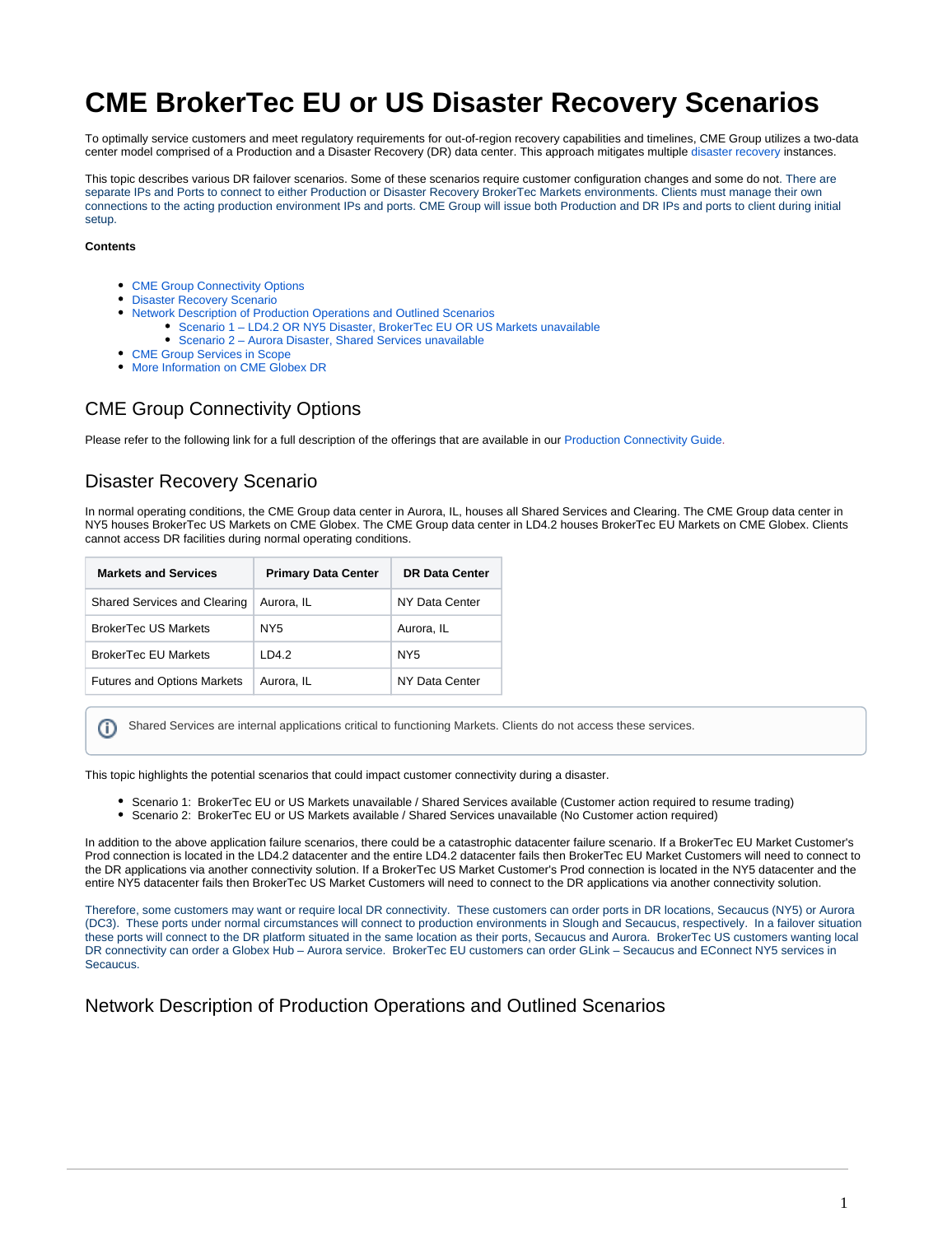# CME BrokerTec EU or US Disaster Recovery Scenarios

To optimally service customers and meet regulatory requirements for out-of-region recovery capabilities and timelines, CME Group utilizes a two-data center model comprised of a Production and a Disaster Recovery (DR) data center. This approach mitigates multiple disaster recovery instances.

This topic describes various DR failover scenarios. Some of these scenarios require customer configuration changes and some do not. There are separate IPs and Ports to connect to either Production or Disaster Recovery BrokerTec Markets environments. Clients must manage their own connections to the acting production environment IPs and ports. CME Group will issue both Production and DR IPs and ports to client during initial setup.

**Contents**

- CME Group Connectivity Options
- Disaster Recovery Scenario
- Network Description of Production Operations and Outlined Scenarios
  - Scenario 1 – LD4.2 OR NY5 Disaster, BrokerTec EU OR US Markets unavailable
  - Scenario 2 – Aurora Disaster, Shared Services unavailable
- CME Group Services in Scope
- More Information on CME Globex DR

## CME Group Connectivity Options

Please refer to the following link for a full description of the offerings that are available in our Production Connectivity Guide.

## Disaster Recovery Scenario

In normal operating conditions, the CME Group data center in Aurora, IL, houses all Shared Services and Clearing. The CME Group data center in NY5 houses BrokerTec US Markets on CME Globex. The CME Group data center in LD4.2 houses BrokerTec EU Markets on CME Globex. Clients cannot access DR facilities during normal operating conditions.

| Markets and Services | Primary Data Center | DR Data Center |
|---|---|---|
| Shared Services and Clearing | Aurora, IL | NY Data Center |
| BrokerTec US Markets | NY5 | Aurora, IL |
| BrokerTec EU Markets | LD4.2 | NY5 |
| Futures and Options Markets | Aurora, IL | NY Data Center |

Shared Services are internal applications critical to functioning Markets. Clients do not access these services.

This topic highlights the potential scenarios that could impact customer connectivity during a disaster.

- Scenario 1: BrokerTec EU or US Markets unavailable / Shared Services available (Customer action required to resume trading)
- Scenario 2: BrokerTec EU or US Markets available / Shared Services unavailable (No Customer action required)

In addition to the above application failure scenarios, there could be a catastrophic datacenter failure scenario. If a BrokerTec EU Market Customer's Prod connection is located in the LD4.2 datacenter and the entire LD4.2 datacenter fails then BrokerTec EU Market Customers will need to connect to the DR applications via another connectivity solution. If a BrokerTec US Market Customer's Prod connection is located in the NY5 datacenter and the entire NY5 datacenter fails then BrokerTec US Market Customers will need to connect to the DR applications via another connectivity solution.

Therefore, some customers may want or require local DR connectivity. These customers can order ports in DR locations, Secaucus (NY5) or Aurora (DC3). These ports under normal circumstances will connect to production environments in Slough and Secaucus, respectively. In a failover situation these ports will connect to the DR platform situated in the same location as their ports, Secaucus and Aurora. BrokerTec US customers wanting local DR connectivity can order a Globex Hub – Aurora service. BrokerTec EU customers can order GLink – Secaucus and EConnect NY5 services in Secaucus.

## Network Description of Production Operations and Outlined Scenarios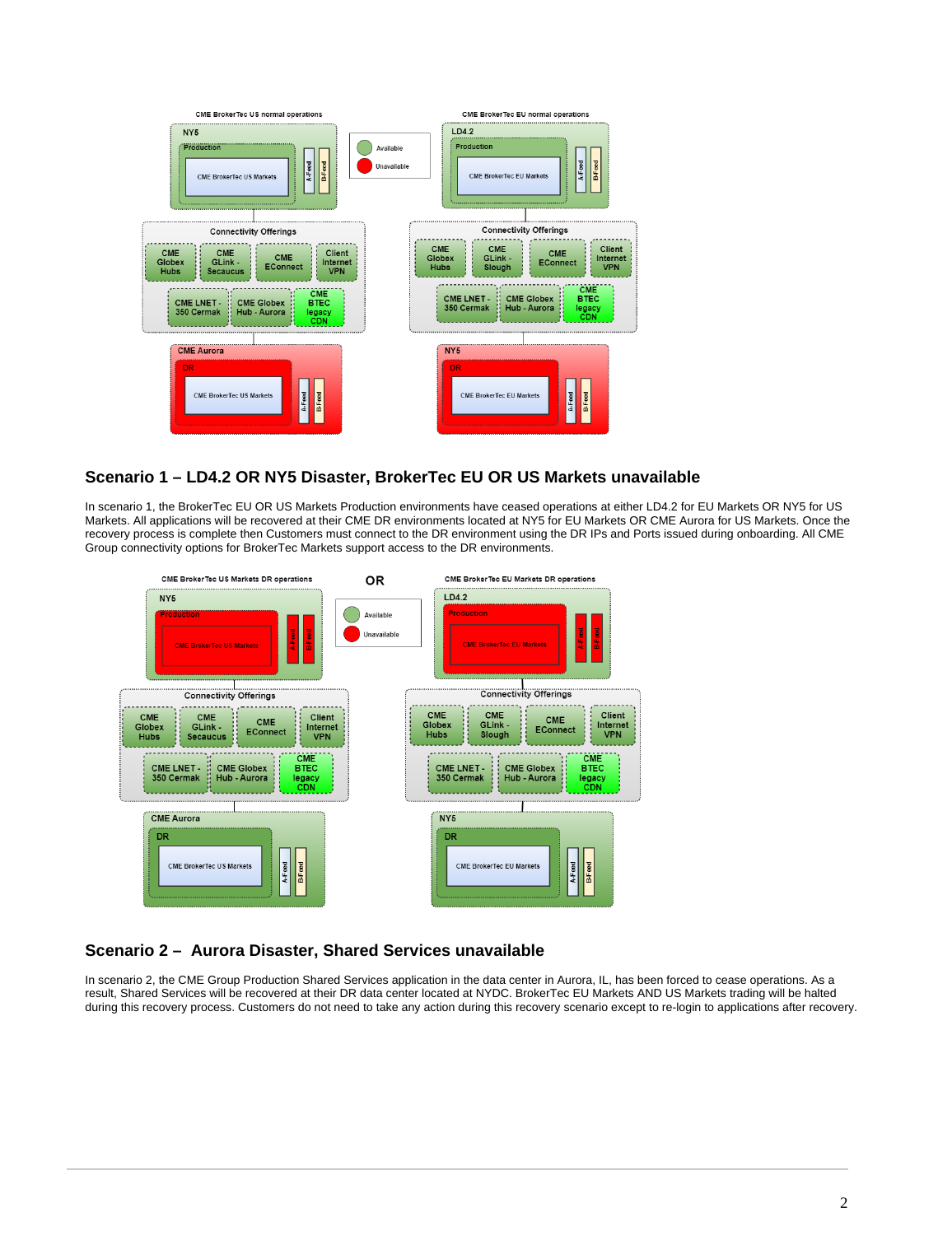## Scenario 1 – LD4.2 OR NY5 Disaster, BrokerTec EU OR US Markets unavailable

In scenario 1, the BrokerTec EU OR US Markets Production environments have ceased operations at either LD4.2 for EU Markets OR NY5 for US Markets. All applications will be recovered at their CME DR environments located at NY5 for EU Markets OR CME Aurora for US Markets. Once the recovery process is complete then Customers must connect to the DR environment using the DR IPs and Ports issued during onboarding. All CME Group connectivity options for BrokerTec Markets support access to the DR environments.

## Scenario 2 – Aurora Disaster, Shared Services unavailable

In scenario 2, the CME Group Production Shared Services application in the data center in Aurora, IL, has been forced to cease operations. As a result, Shared Services will be recovered at their DR data center located at NYDC. BrokerTec EU Markets AND US Markets trading will be halted during this recovery process. Customers do not need to take any action during this recovery scenario except to re-login to applications after recovery.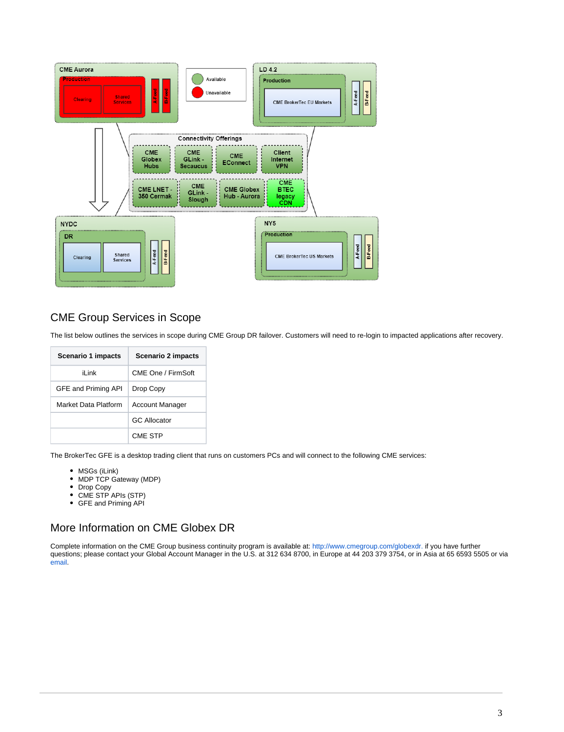CME Aurora

Production

Clearing

Shared Services

A-Feed

B-Feed

Available

Unavailable

LD 4.2

Production

CME BrokerTec EU Markets

A-Feed

B-Feed

Connectivity Offerings

CME Globex Hubs

CME GLink - Secaucus

CME EConnect

Client Internet VPN

CME LNET - 350 Cermak

CME GLink - Slough

CME Globex Hub - Aurora

CME BTEC legacy CDN

NYDC

DR

Clearing

Shared Services

A-Feed

B-Feed

NY5

Production

CME BrokerTec US Markets

A-Feed

B-Feed

## CME Group Services in Scope

The list below outlines the services in scope during CME Group DR failover. Customers will need to re-login to impacted applications after recovery.

| Scenario 1 impacts | Scenario 2 impacts |
|---|---|
| iLink | CME One / FirmSoft |
| GFE and Priming API | Drop Copy |
| Market Data Platform | Account Manager |
| | GC Allocator |
| | CME STP |

The BrokerTec GFE is a desktop trading client that runs on customers PCs and will connect to the following CME services:

- MSGs (iLink)
- MDP TCP Gateway (MDP)
- Drop Copy
- CME STP APIs (STP)
- GFE and Priming API

## More Information on CME Globex DR

Complete information on the CME Group business continuity program is available at: http://www.cmegroup.com/globexdr. if you have further questions; please contact your Global Account Manager in the U.S. at 312 634 8700, in Europe at 44 203 379 3754, or in Asia at 65 6593 5505 or via email.